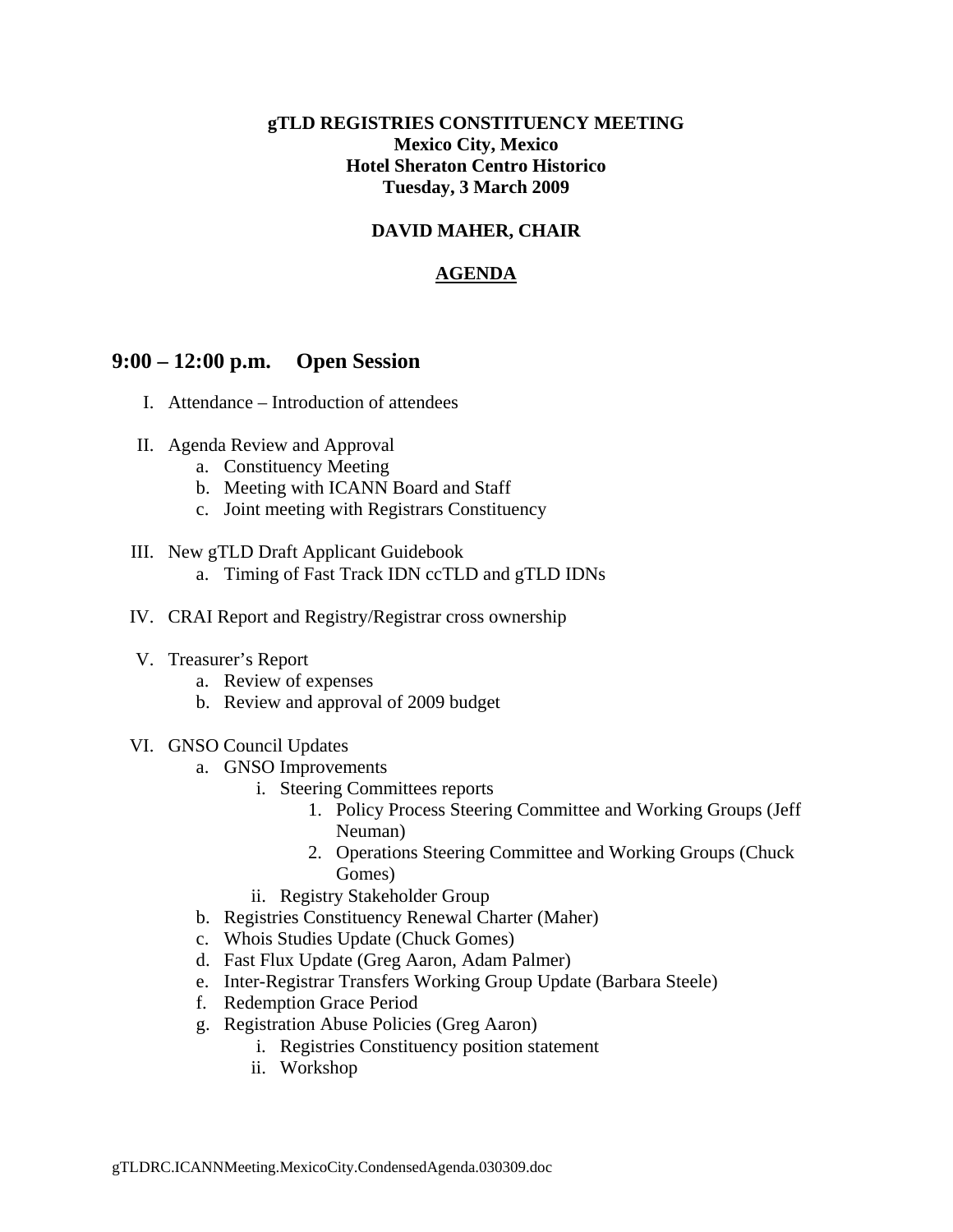**gTLD REGISTRIES CONSTITUENCY MEETING**
**Mexico City, Mexico**
**Hotel Sheraton Centro Historico**
**Tuesday, 3 March 2009**

**DAVID MAHER, CHAIR**

**<u>AGENDA</u>**

## 9:00 – 12:00 p.m. Open Session

I. Attendance – Introduction of attendees

II. Agenda Review and Approval
   a. Constituency Meeting
   b. Meeting with ICANN Board and Staff
   c. Joint meeting with Registrars Constituency

III. New gTLD Draft Applicant Guidebook
   a. Timing of Fast Track IDN ccTLD and gTLD IDNs

IV. CRAI Report and Registry/Registrar cross ownership

V. Treasurer's Report
   a. Review of expenses
   b. Review and approval of 2009 budget

VI. GNSO Council Updates
   a. GNSO Improvements
      i. Steering Committees reports
         1. Policy Process Steering Committee and Working Groups (Jeff Neuman)
         2. Operations Steering Committee and Working Groups (Chuck Gomes)
      ii. Registry Stakeholder Group
   b. Registries Constituency Renewal Charter (Maher)
   c. Whois Studies Update (Chuck Gomes)
   d. Fast Flux Update (Greg Aaron, Adam Palmer)
   e. Inter-Registrar Transfers Working Group Update (Barbara Steele)
   f. Redemption Grace Period
   g. Registration Abuse Policies (Greg Aaron)
      i. Registries Constituency position statement
      ii. Workshop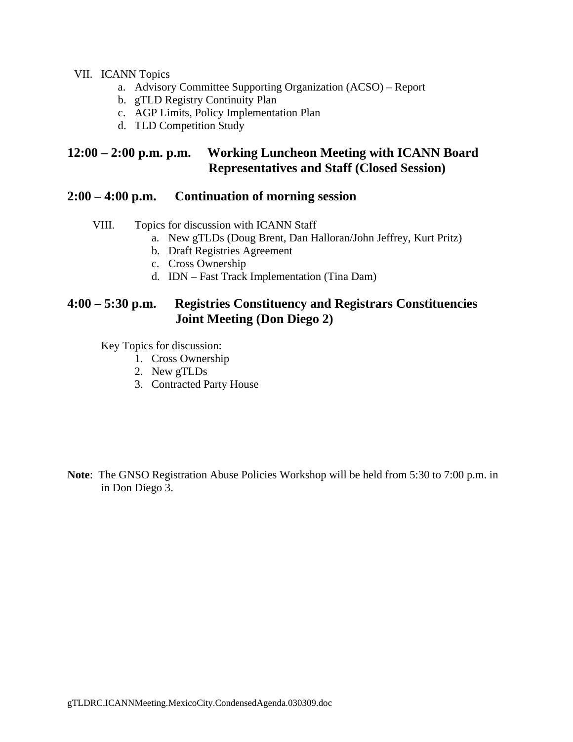VII. ICANN Topics

   a. Advisory Committee Supporting Organization (ACSO) – Report
   b. gTLD Registry Continuity Plan
   c. AGP Limits, Policy Implementation Plan
   d. TLD Competition Study

**12:00 – 2:00 p.m. p.m. Working Luncheon Meeting with ICANN Board Representatives and Staff (Closed Session)**

**2:00 – 4:00 p.m. Continuation of morning session**

VIII. Topics for discussion with ICANN Staff

   a. New gTLDs (Doug Brent, Dan Halloran/John Jeffrey, Kurt Pritz)
   b. Draft Registries Agreement
   c. Cross Ownership
   d. IDN – Fast Track Implementation (Tina Dam)

**4:00 – 5:30 p.m. Registries Constituency and Registrars Constituencies Joint Meeting (Don Diego 2)**

Key Topics for discussion:

1. Cross Ownership
2. New gTLDs
3. Contracted Party House

**Note**: The GNSO Registration Abuse Policies Workshop will be held from 5:30 to 7:00 p.m. in in Don Diego 3.

gTLDRC.ICANNMeeting.MexicoCity.CondensedAgenda.030309.doc